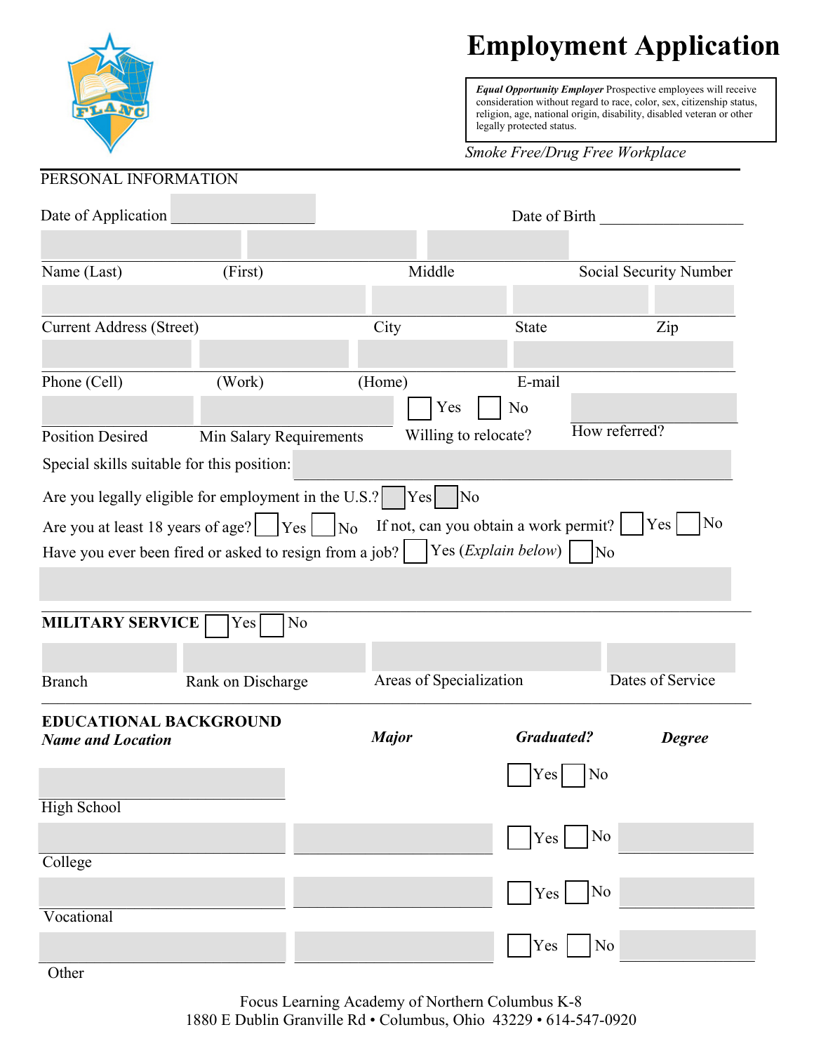# Employment Application

> ***Equal Opportunity Employer*** Prospective employees will receive consideration without regard to race, color, sex, citizenship status, religion, age, national origin, disability, disabled veteran or other legally protected status.

*Smoke Free/Drug Free Workplace*

## PERSONAL INFORMATION

Date of Application ______________ Date of Birth ______________

| Name (Last) | (First) | Middle | Social Security Number |
|---|---|---|---|
| | | | |

| Current Address (Street) | City | State | Zip |
|---|---|---|---|
| | | | |

| Phone (Cell) | (Work) | (Home) | E-mail |
|---|---|---|---|
| | | | |

| Position Desired | Min Salary Requirements | Willing to relocate? | How referred? |
|---|---|---|---|
| | | ☐ Yes ☐ No | |

Special skills suitable for this position: ______________

Are you legally eligible for employment in the U.S.? ☐ Yes ☐ No

Are you at least 18 years of age? ☐ Yes ☐ No If not, can you obtain a work permit? ☐ Yes ☐ No

Have you ever been fired or asked to resign from a job? ☐ Yes (*Explain below*) ☐ No

______________

## MILITARY SERVICE ☐ Yes ☐ No

| Branch | Rank on Discharge | Areas of Specialization | Dates of Service |
|---|---|---|---|
| | | | |

## EDUCATIONAL BACKGROUND

| *Name and Location* | *Major* | *Graduated?* | *Degree* |
|---|---|---|---|
| High School | | ☐ Yes ☐ No | |
| College | | ☐ Yes ☐ No | |
| Vocational | | ☐ Yes ☐ No | |
| Other | | ☐ Yes ☐ No | |

Focus Learning Academy of Northern Columbus K-8
1880 E Dublin Granville Rd • Columbus, Ohio 43229 • 614-547-0920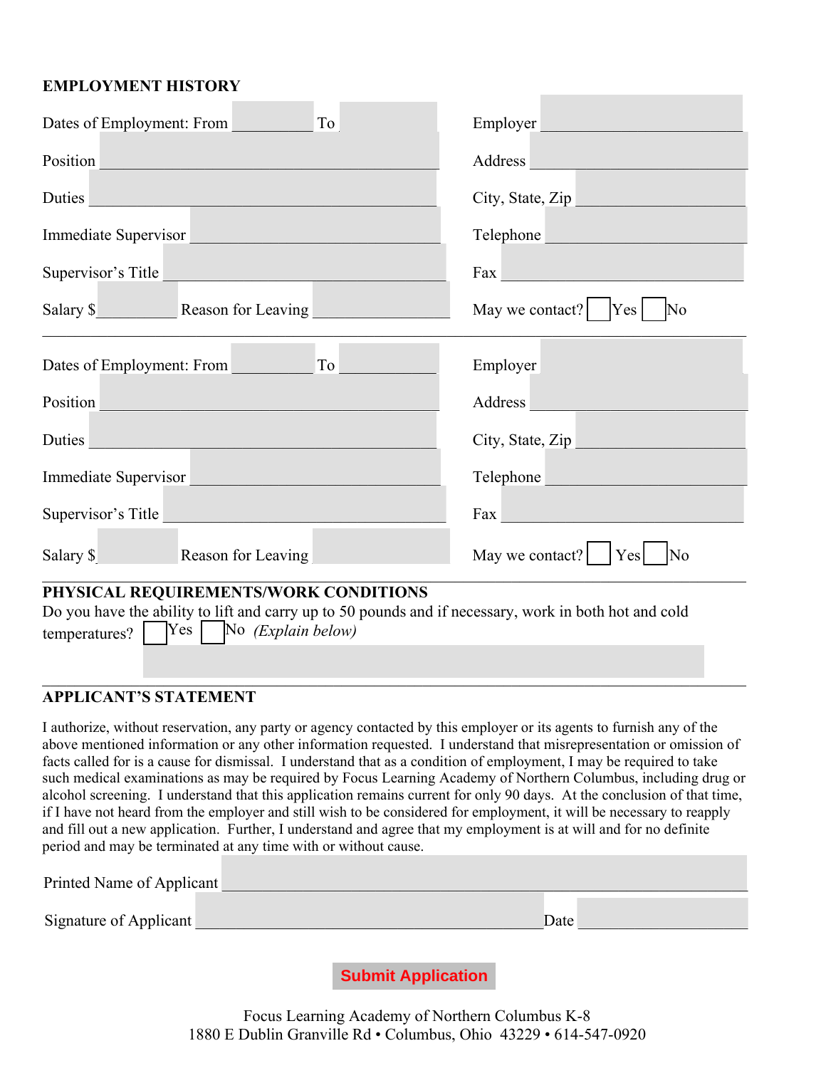**EMPLOYMENT HISTORY**

Dates of Employment: From __________ To __________

Position ______________________________

Duties ______________________________

Immediate Supervisor ______________________________

Supervisor's Title ______________________________

Salary $__________ Reason for Leaving __________

Employer ______________________________

Address ______________________________

City, State, Zip ______________________________

Telephone ______________________________

Fax ______________________________

May we contact? ☐ Yes ☐ No

---

Dates of Employment: From __________ To __________

Position ______________________________

Duties ______________________________

Immediate Supervisor ______________________________

Supervisor's Title ______________________________

Salary $__________ Reason for Leaving __________

Employer ______________________________

Address ______________________________

City, State, Zip ______________________________

Telephone ______________________________

Fax ______________________________

May we contact? ☐ Yes ☐ No

---

**PHYSICAL REQUIREMENTS/WORK CONDITIONS**

Do you have the ability to lift and carry up to 50 pounds and if necessary, work in both hot and cold temperatures? ☐ Yes ☐ No *(Explain below)*

---

**APPLICANT'S STATEMENT**

I authorize, without reservation, any party or agency contacted by this employer or its agents to furnish any of the above mentioned information or any other information requested. I understand that misrepresentation or omission of facts called for is a cause for dismissal. I understand that as a condition of employment, I may be required to take such medical examinations as may be required by Focus Learning Academy of Northern Columbus, including drug or alcohol screening. I understand that this application remains current for only 90 days. At the conclusion of that time, if I have not heard from the employer and still wish to be considered for employment, it will be necessary to reapply and fill out a new application. Further, I understand and agree that my employment is at will and for no definite period and may be terminated at any time with or without cause.

Printed Name of Applicant ______________________________

Signature of Applicant ______________________________ Date __________

Submit Application

Focus Learning Academy of Northern Columbus K-8
1880 E Dublin Granville Rd • Columbus, Ohio 43229 • 614-547-0920